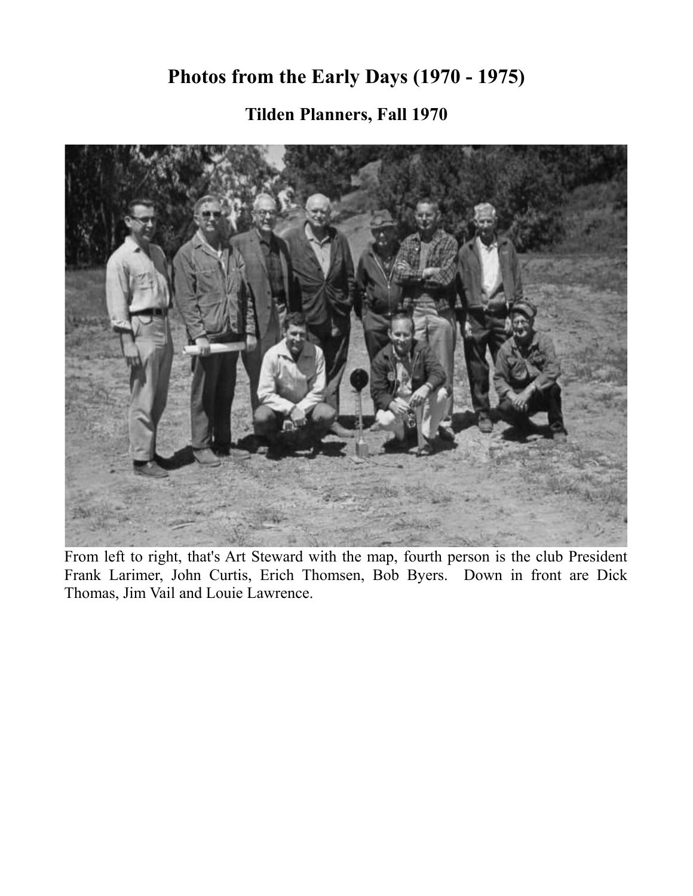# Photos from the Early Days (1970 - 1975)

## Tilden Planners, Fall 1970

From left to right, that's Art Steward with the map, fourth person is the club President Frank Larimer, John Curtis, Erich Thomsen, Bob Byers. Down in front are Dick Thomas, Jim Vail and Louie Lawrence.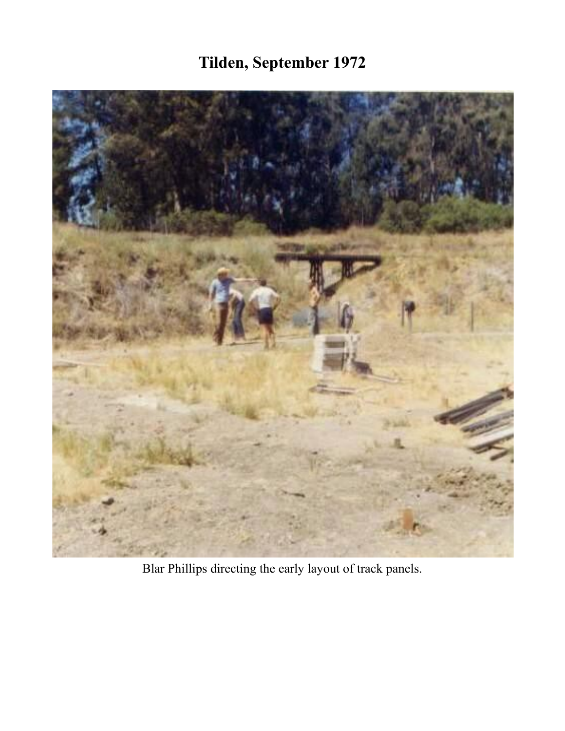# Tilden, September 1972

Blar Phillips directing the early layout of track panels.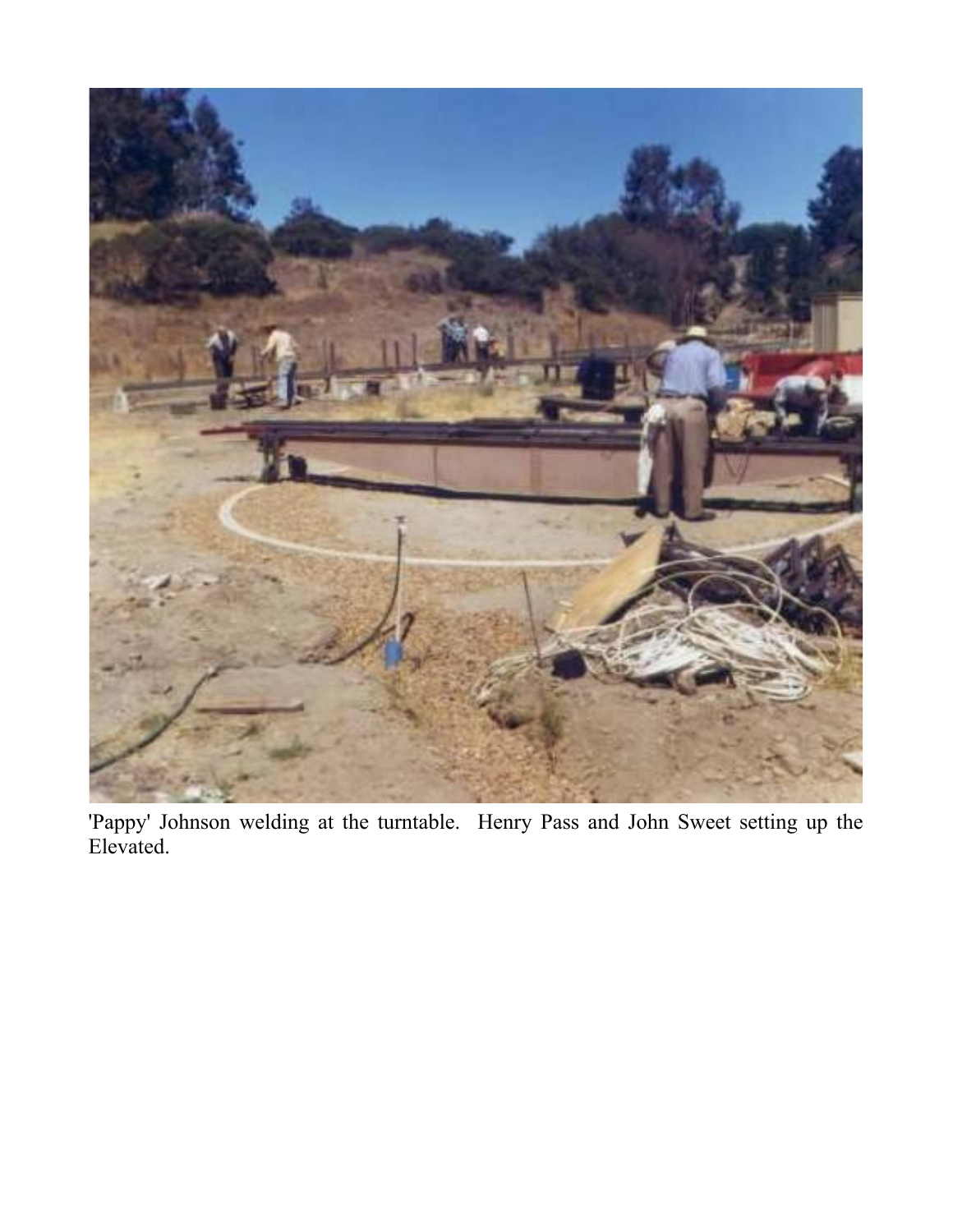'Pappy' Johnson welding at the turntable.  Henry Pass and John Sweet setting up the Elevated.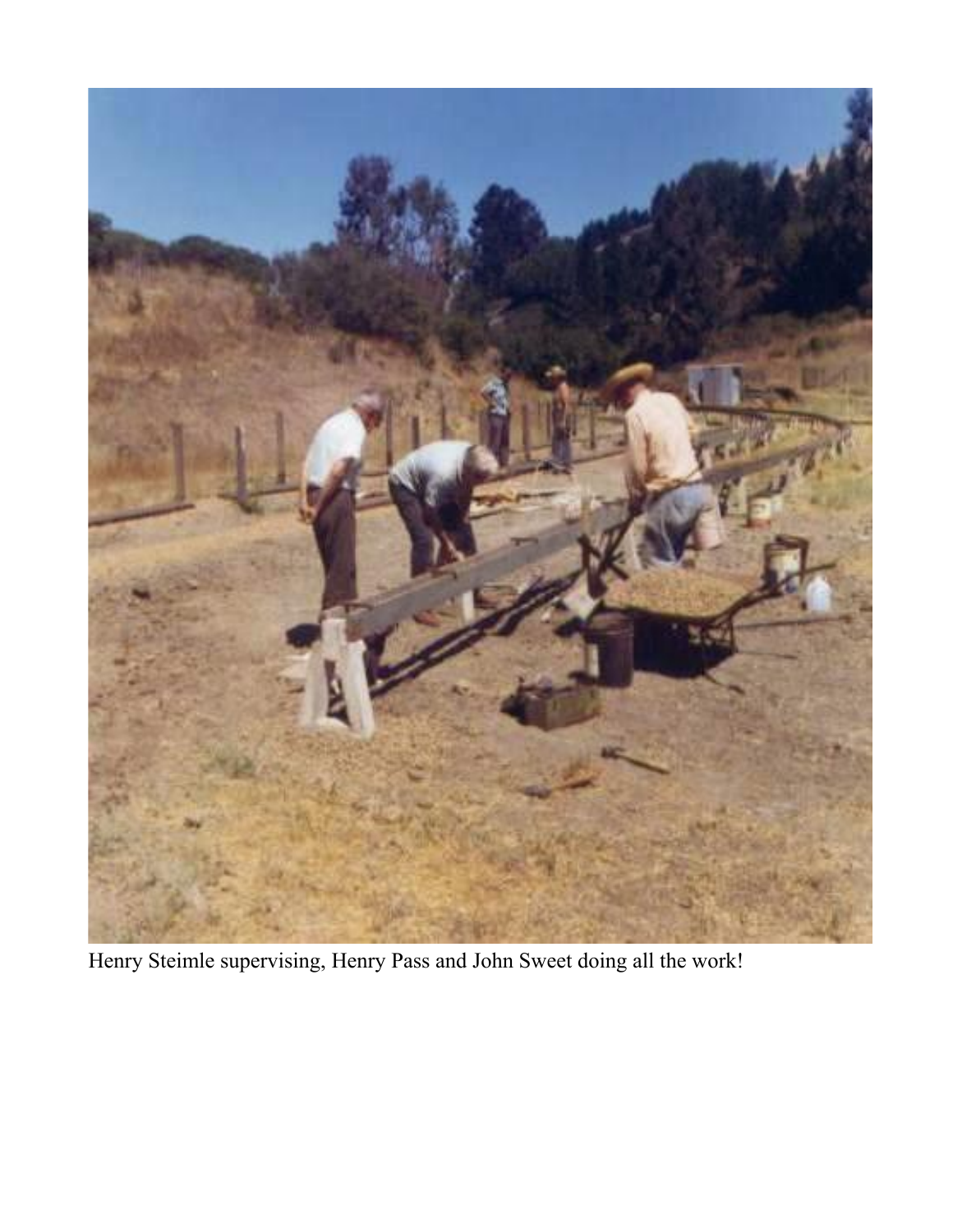Henry Steimle supervising, Henry Pass and John Sweet doing all the work!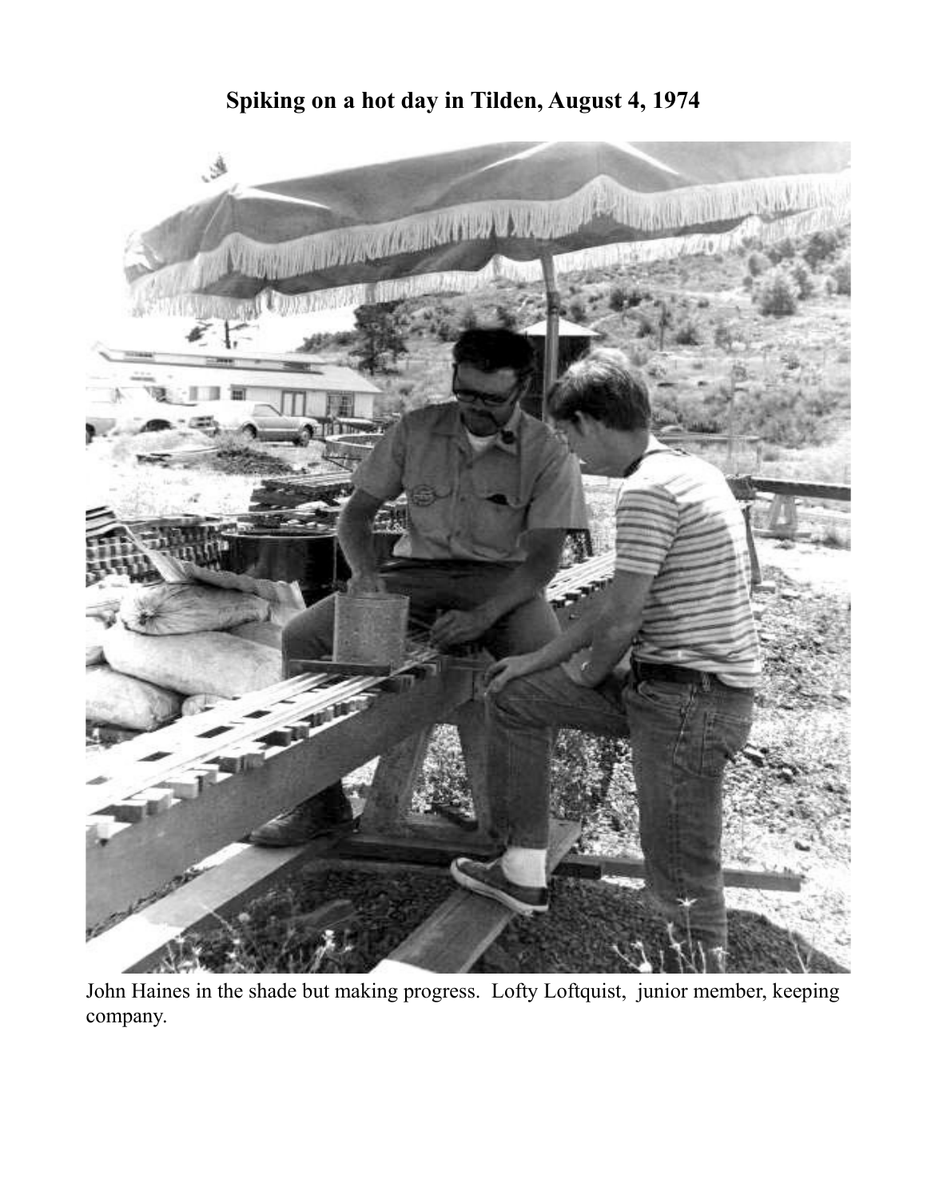**Spiking on a hot day in Tilden, August 4, 1974**

John Haines in the shade but making progress. Lofty Loftquist, junior member, keeping company.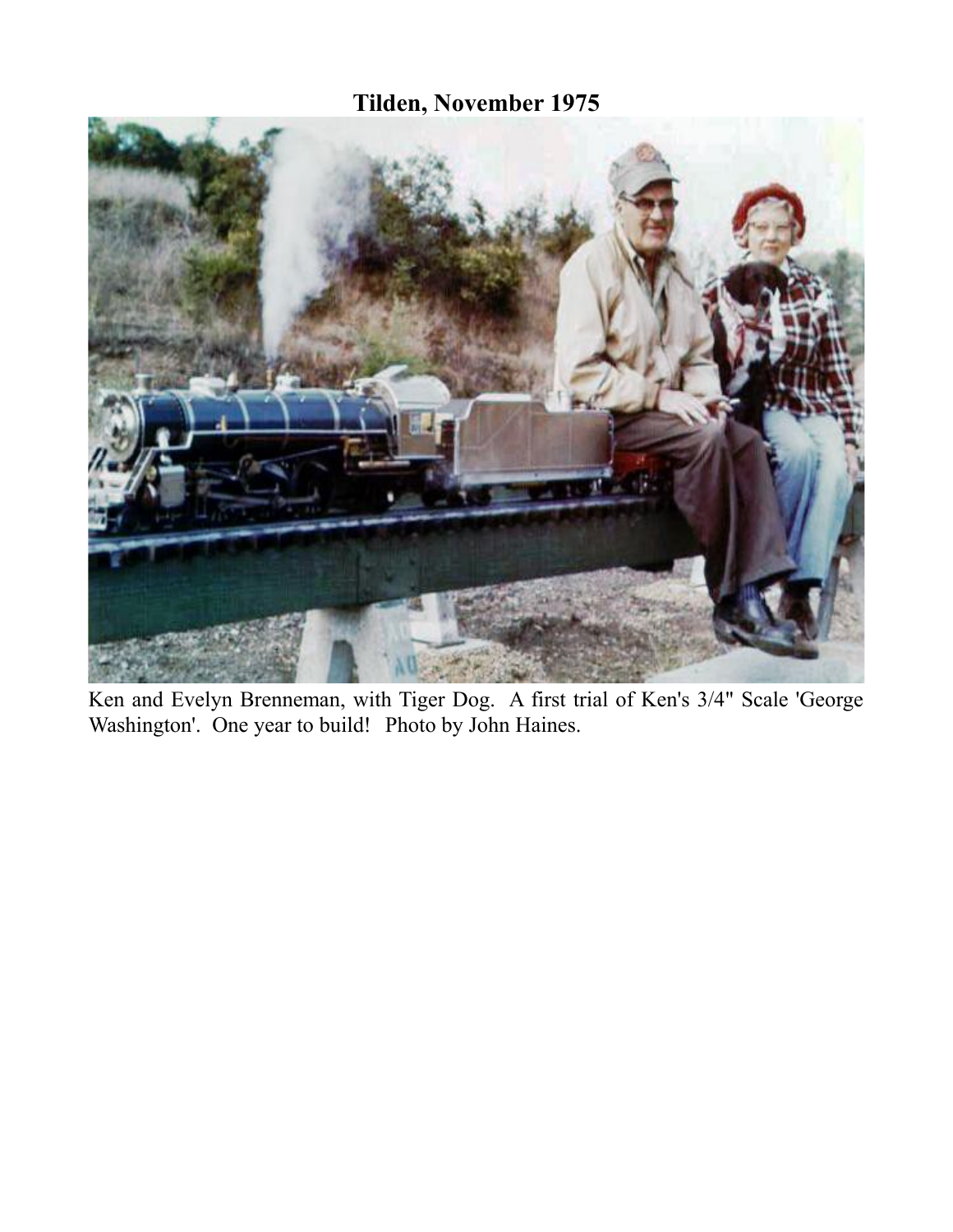**Tilden, November 1975**

Ken and Evelyn Brenneman, with Tiger Dog. A first trial of Ken's 3/4" Scale 'George Washington'. One year to build! Photo by John Haines.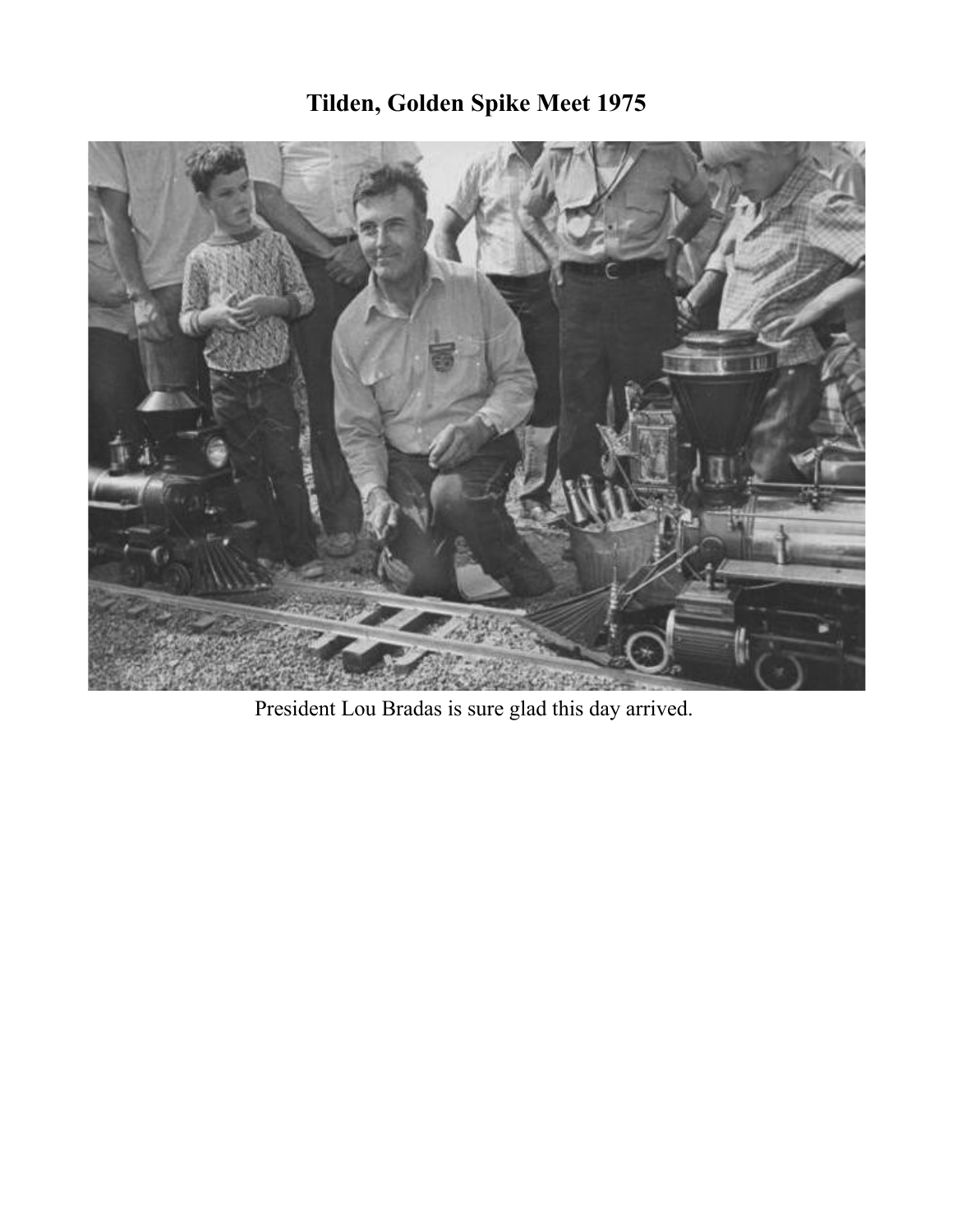# Tilden, Golden Spike Meet 1975

President Lou Bradas is sure glad this day arrived.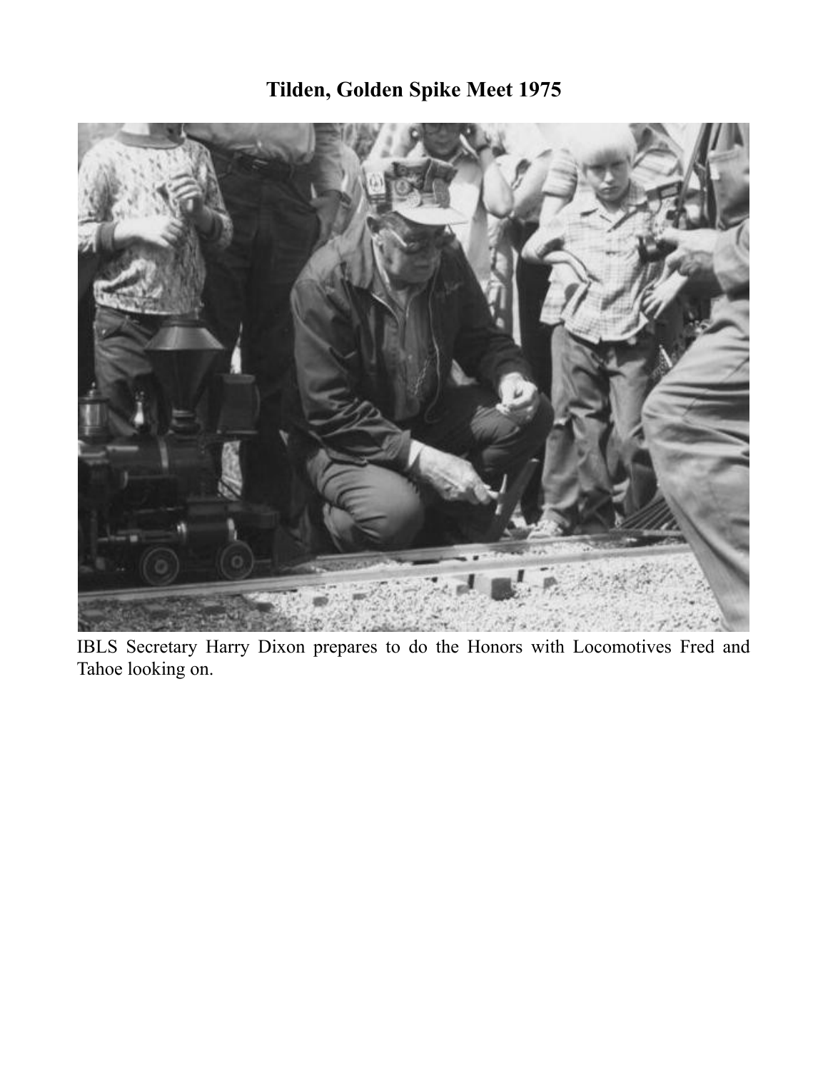# Tilden, Golden Spike Meet 1975

IBLS Secretary Harry Dixon prepares to do the Honors with Locomotives Fred and Tahoe looking on.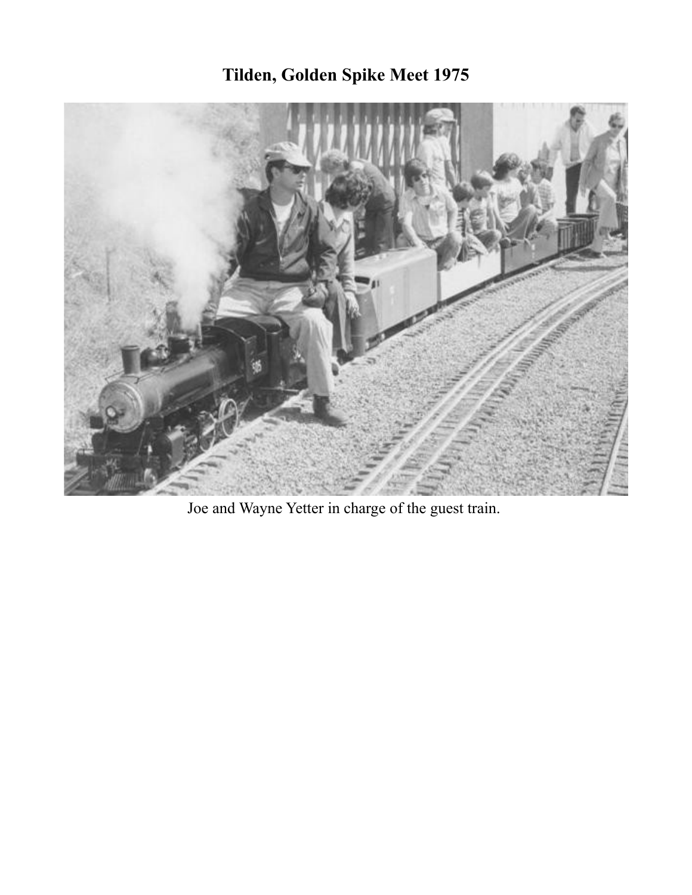# Tilden, Golden Spike Meet 1975

Joe and Wayne Yetter in charge of the guest train.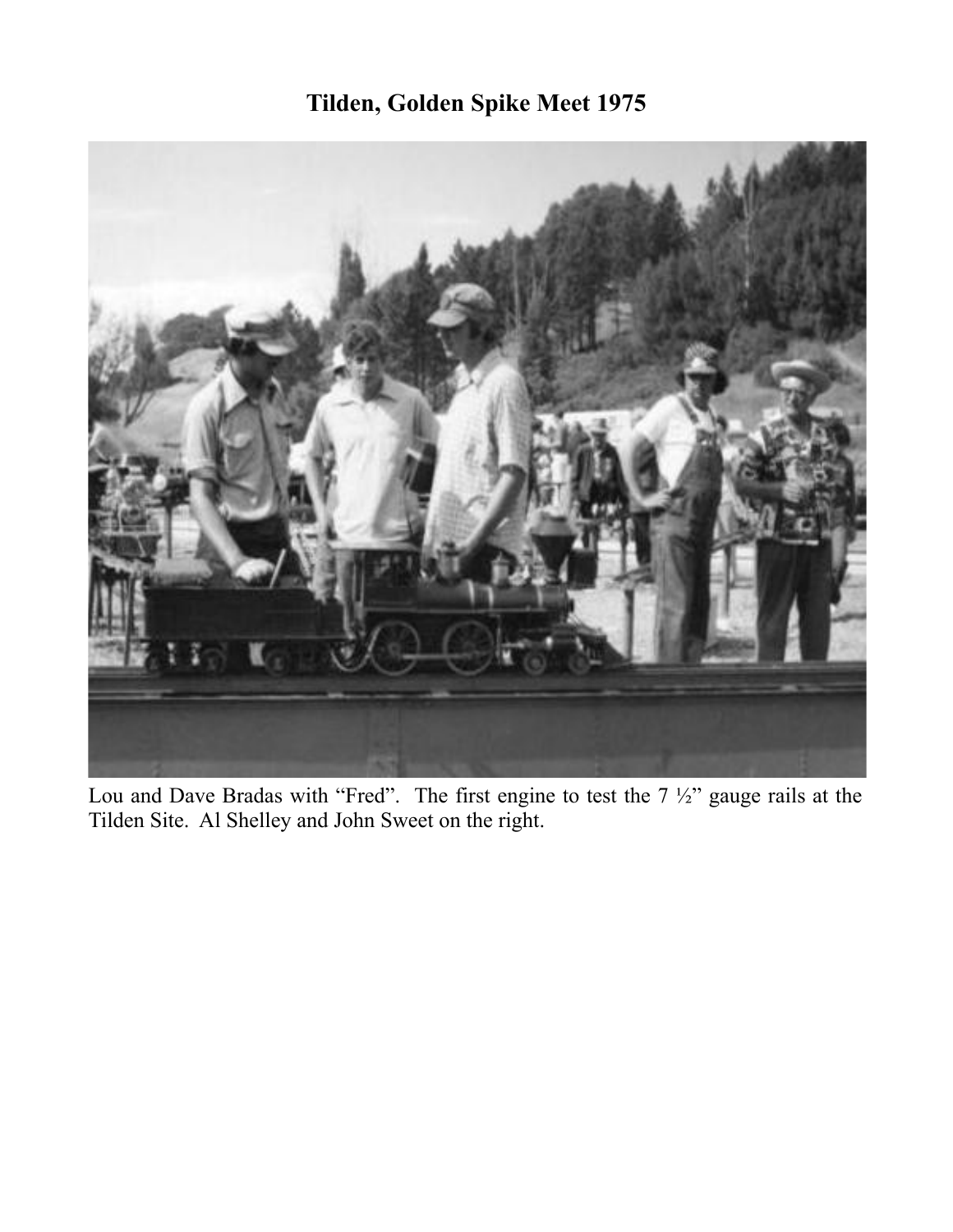# Tilden, Golden Spike Meet 1975

Lou and Dave Bradas with "Fred". The first engine to test the 7 ½" gauge rails at the Tilden Site. Al Shelley and John Sweet on the right.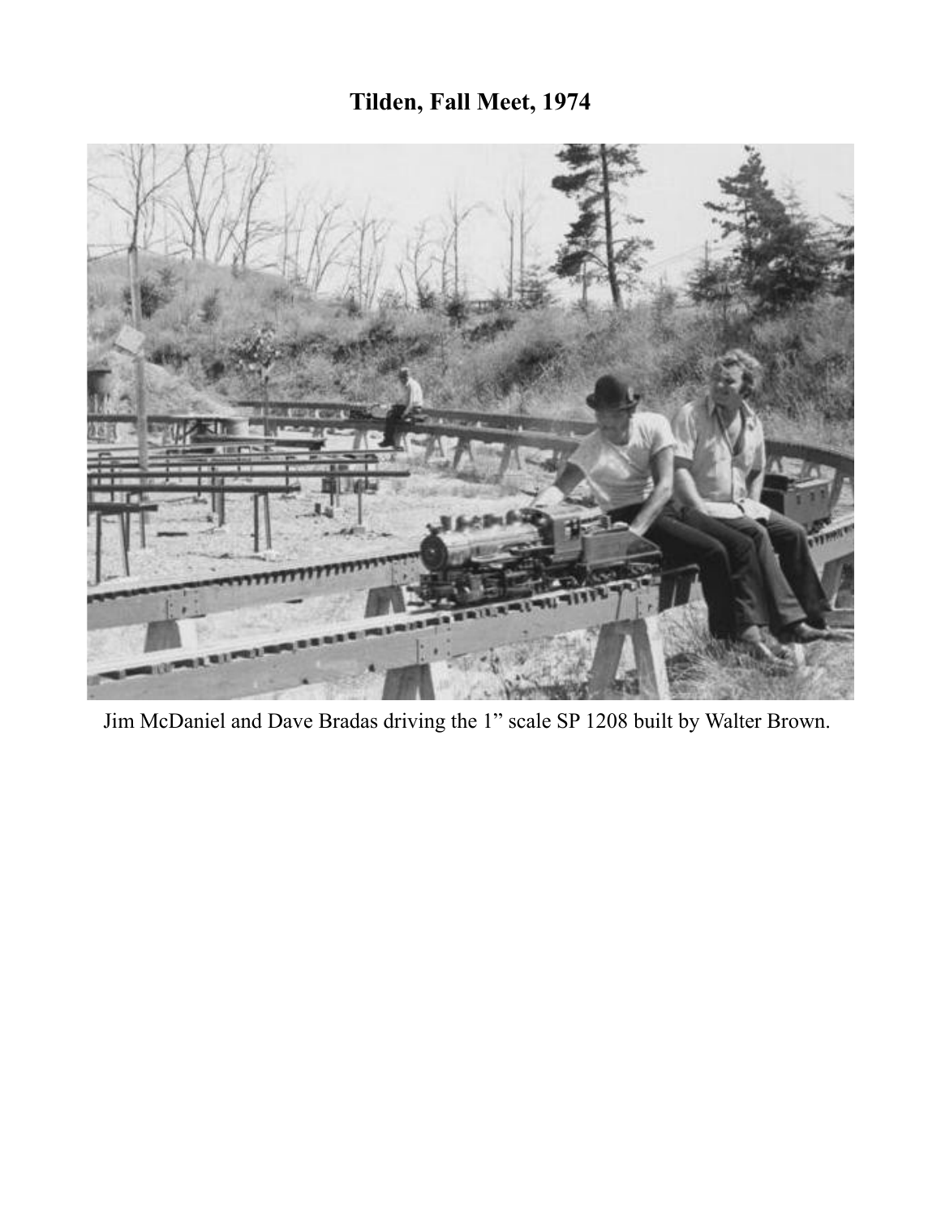# Tilden, Fall Meet, 1974

Jim McDaniel and Dave Bradas driving the 1" scale SP 1208 built by Walter Brown.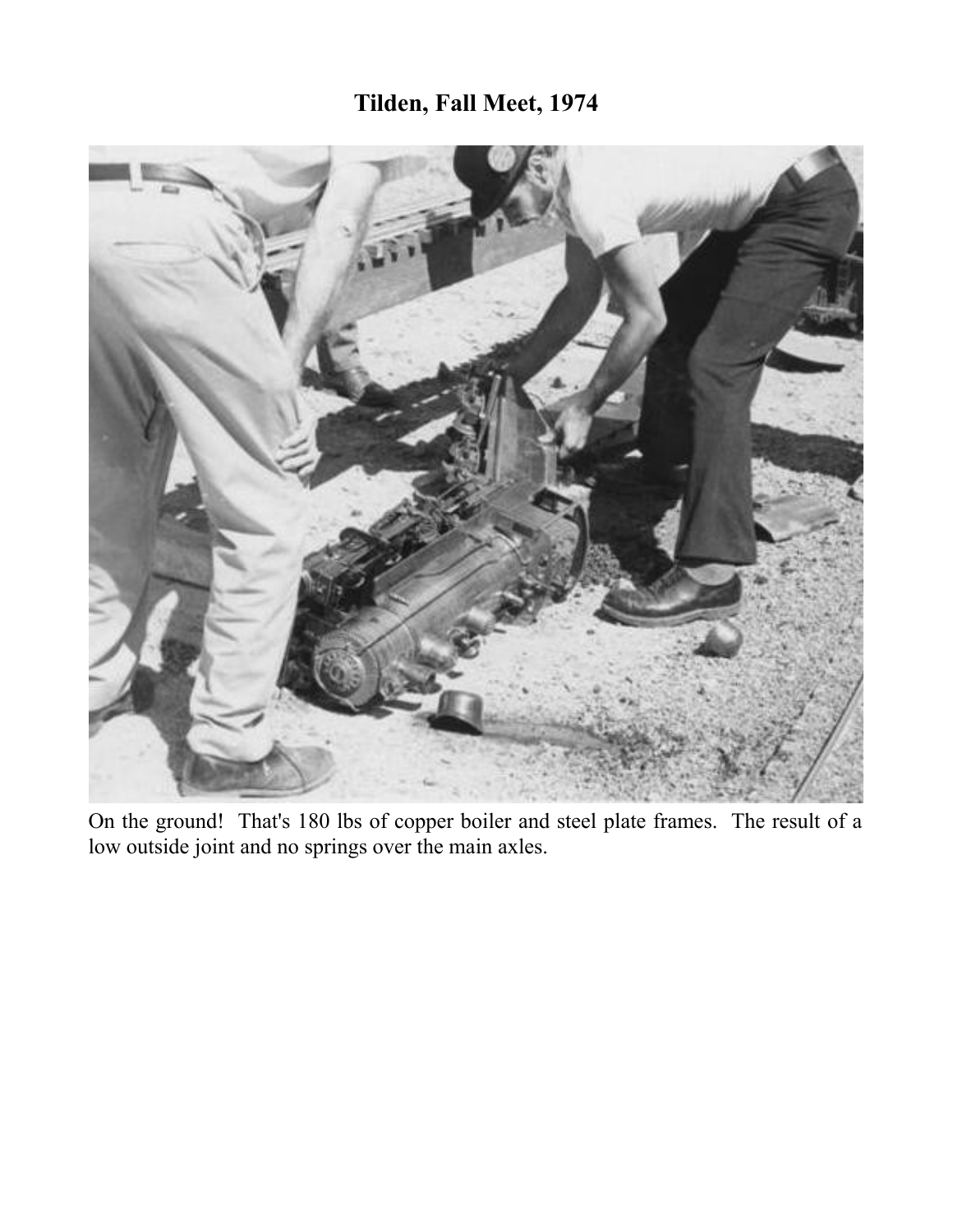# Tilden, Fall Meet, 1974

On the ground! That's 180 lbs of copper boiler and steel plate frames. The result of a low outside joint and no springs over the main axles.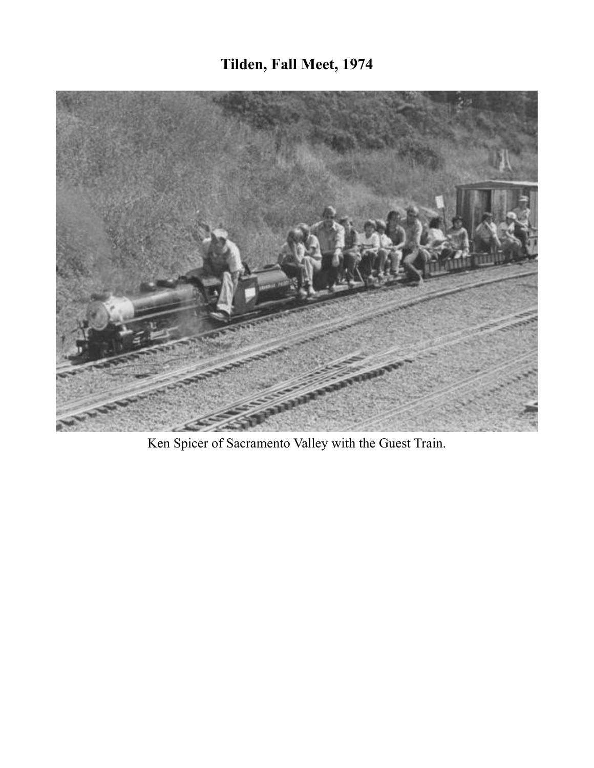# Tilden, Fall Meet, 1974

Ken Spicer of Sacramento Valley with the Guest Train.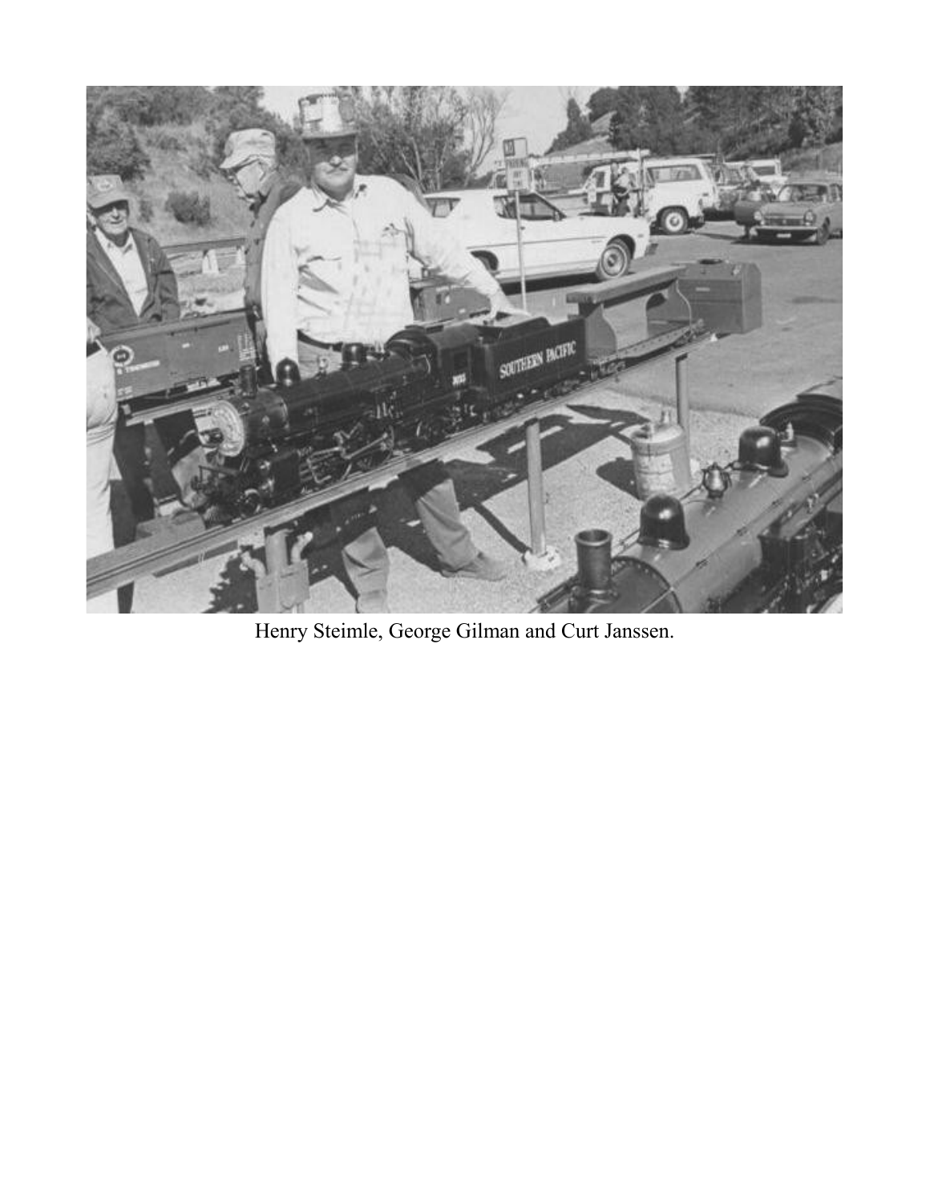Henry Steimle, George Gilman and Curt Janssen.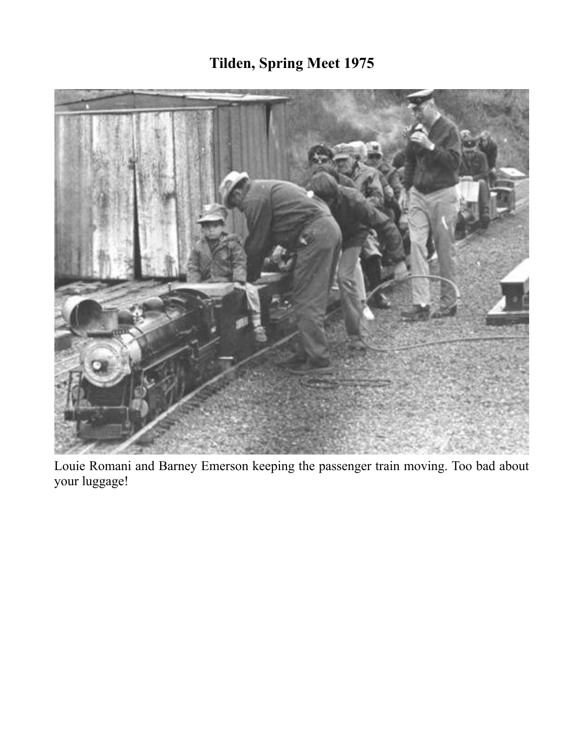# Tilden, Spring Meet 1975

Louie Romani and Barney Emerson keeping the passenger train moving. Too bad about your luggage!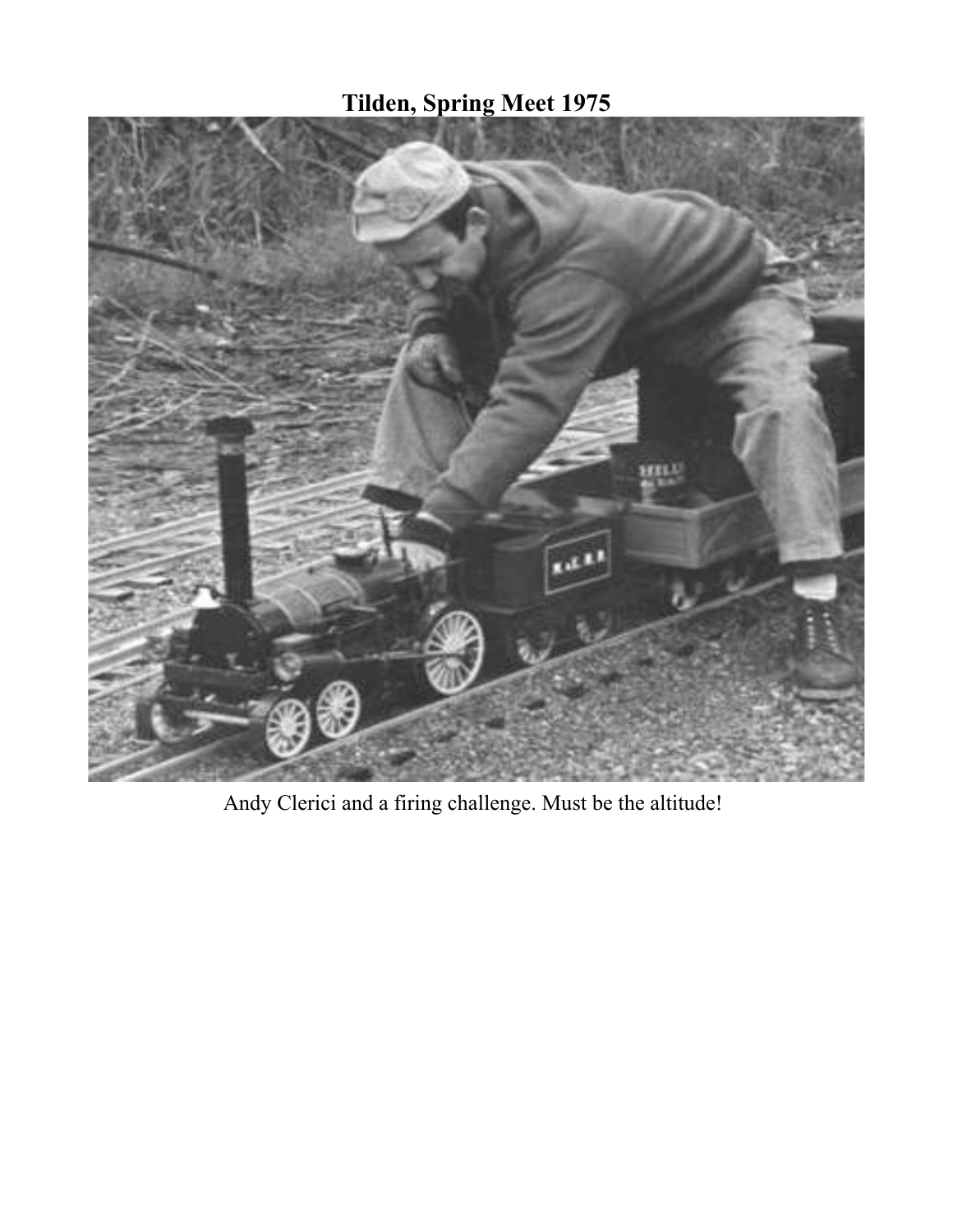# Tilden, Spring Meet 1975

Andy Clerici and a firing challenge. Must be the altitude!